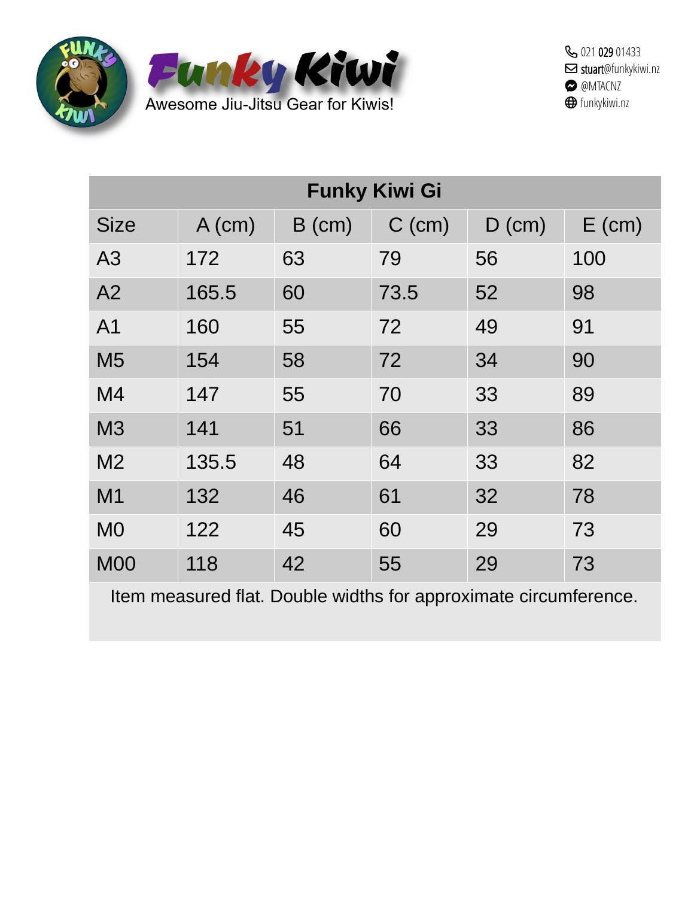# Funky Kiwi

Awesome Jiu-Jitsu Gear for Kiwis!

021 029 01433
stuart@funkykiwi.nz
@MTACNZ
funkykiwi.nz

| Funky Kiwi Gi | | | | | |
|---|---|---|---|---|---|
| Size | A (cm) | B (cm) | C (cm) | D (cm) | E (cm) |
| A3 | 172 | 63 | 79 | 56 | 100 |
| A2 | 165.5 | 60 | 73.5 | 52 | 98 |
| A1 | 160 | 55 | 72 | 49 | 91 |
| M5 | 154 | 58 | 72 | 34 | 90 |
| M4 | 147 | 55 | 70 | 33 | 89 |
| M3 | 141 | 51 | 66 | 33 | 86 |
| M2 | 135.5 | 48 | 64 | 33 | 82 |
| M1 | 132 | 46 | 61 | 32 | 78 |
| M0 | 122 | 45 | 60 | 29 | 73 |
| M00 | 118 | 42 | 55 | 29 | 73 |

Item measured flat. Double widths for approximate circumference.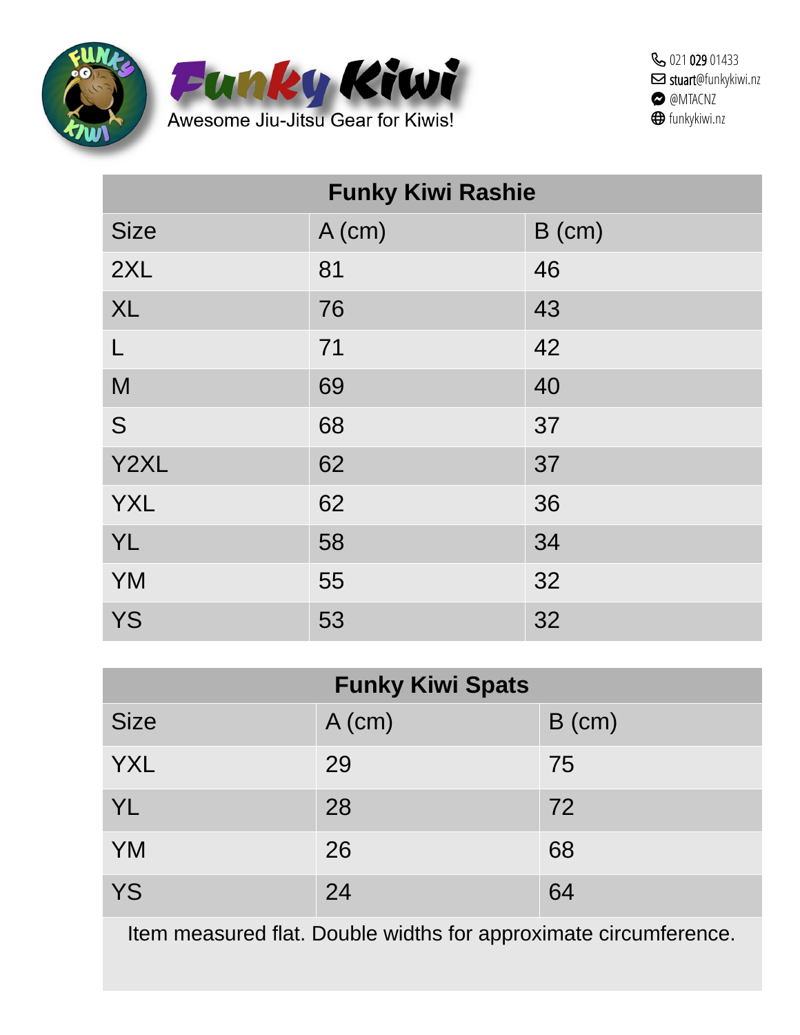# Funky Kiwi

Awesome Jiu-Jitsu Gear for Kiwis!

021 029 01433
stuart@funkykiwi.nz
@MTACNZ
funkykiwi.nz

| Funky Kiwi Rashie | | |
|---|---|---|
| Size | A (cm) | B (cm) |
| 2XL | 81 | 46 |
| XL | 76 | 43 |
| L | 71 | 42 |
| M | 69 | 40 |
| S | 68 | 37 |
| Y2XL | 62 | 37 |
| YXL | 62 | 36 |
| YL | 58 | 34 |
| YM | 55 | 32 |
| YS | 53 | 32 |

| Funky Kiwi Spats | | |
|---|---|---|
| Size | A (cm) | B (cm) |
| YXL | 29 | 75 |
| YL | 28 | 72 |
| YM | 26 | 68 |
| YS | 24 | 64 |

Item measured flat. Double widths for approximate circumference.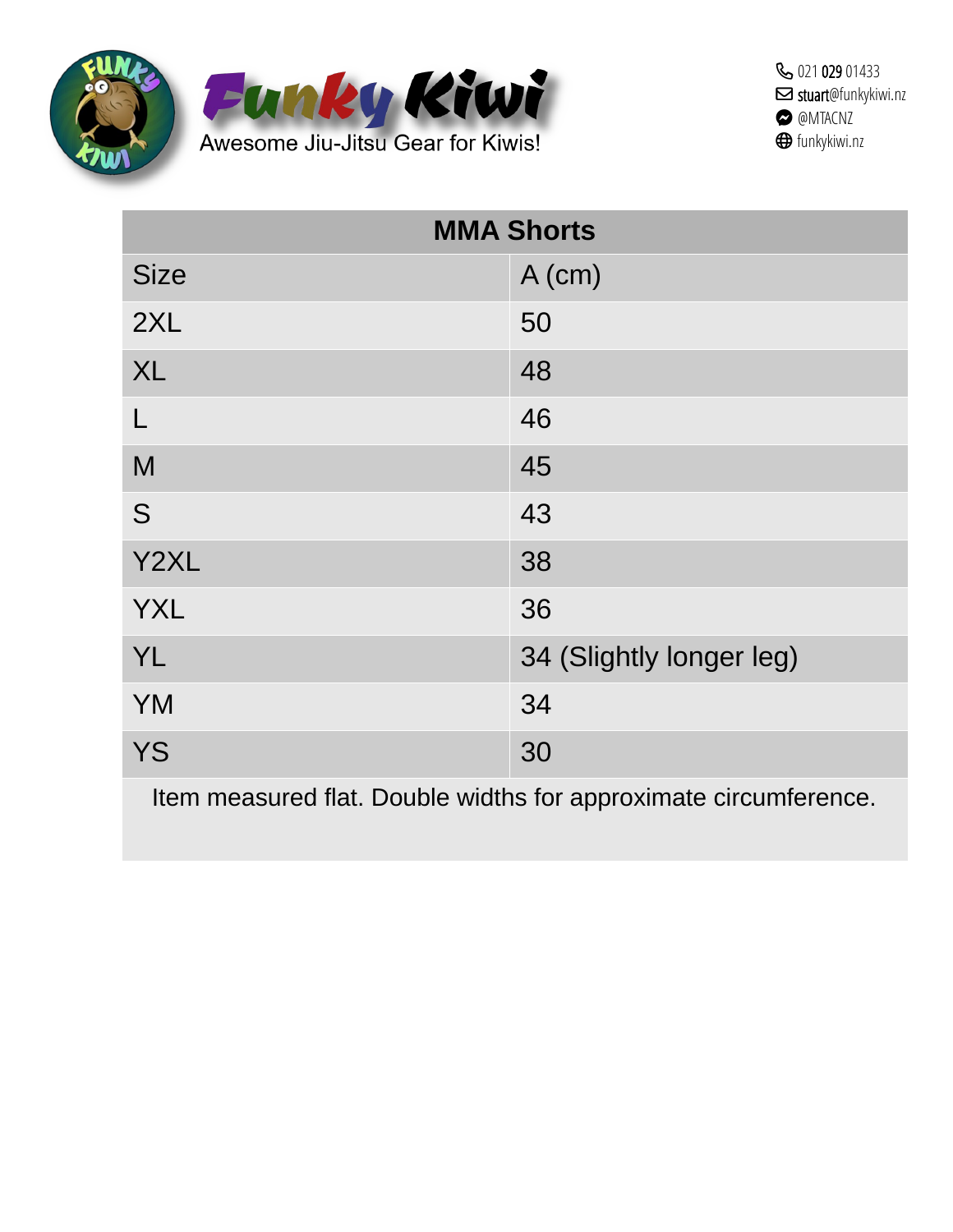Funky Kiwi

Awesome Jiu-Jitsu Gear for Kiwis!

021 029 01433
stuart@funkykiwi.nz
@MTACNZ
funkykiwi.nz

| MMA Shorts | |
|---|---|
| Size | A (cm) |
| 2XL | 50 |
| XL | 48 |
| L | 46 |
| M | 45 |
| S | 43 |
| Y2XL | 38 |
| YXL | 36 |
| YL | 34 (Slightly longer leg) |
| YM | 34 |
| YS | 30 |

Item measured flat. Double widths for approximate circumference.